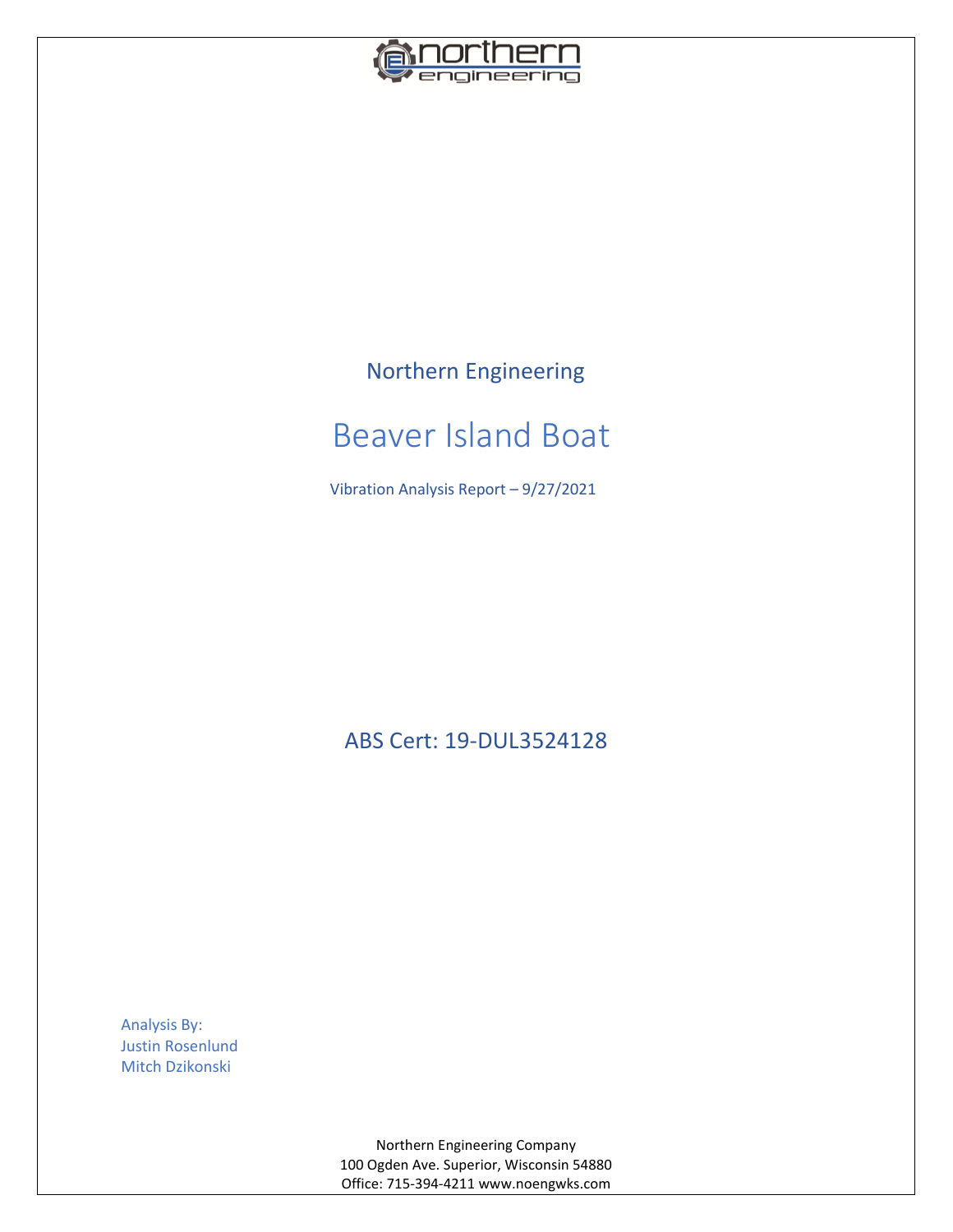Northern Engineering

# Beaver Island Boat

Vibration Analysis Report – 9/27/2021

## ABS Cert: 19-DUL3524128

Analysis By:
Justin Rosenlund
Mitch Dzikonski

Northern Engineering Company
100 Ogden Ave. Superior, Wisconsin 54880
Office: 715-394-4211 www.noengwks.com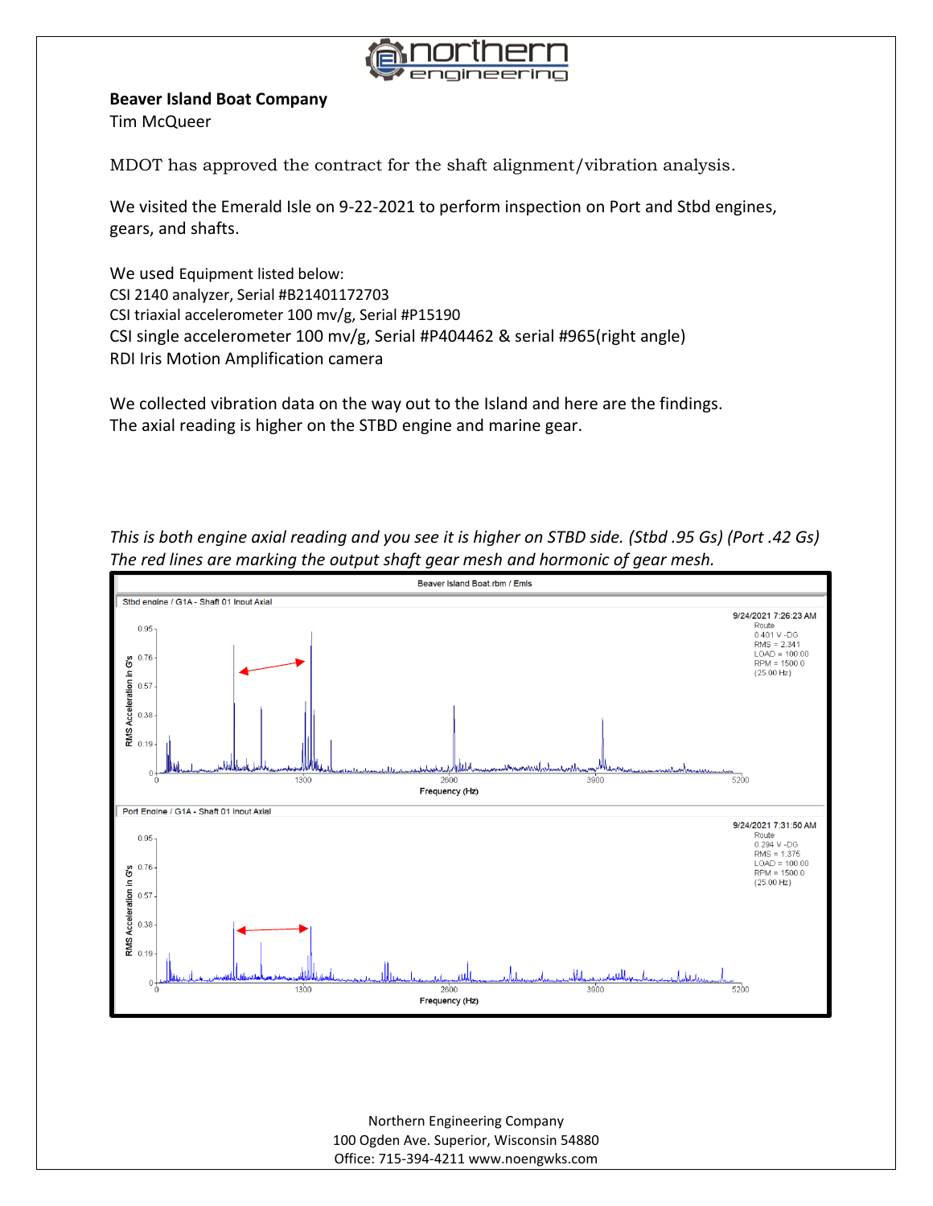**Beaver Island Boat Company**
Tim McQueer

MDOT has approved the contract for the shaft alignment/vibration analysis.

We visited the Emerald Isle on 9-22-2021 to perform inspection on Port and Stbd engines, gears, and shafts.

We used Equipment listed below:
CSI 2140 analyzer, Serial #B21401172703
CSI triaxial accelerometer 100 mv/g, Serial #P15190
CSI single accelerometer 100 mv/g, Serial #P404462 & serial #965(right angle)
RDI Iris Motion Amplification camera

We collected vibration data on the way out to the Island and here are the findings.
The axial reading is higher on the STBD engine and marine gear.

*This is both engine axial reading and you see it is higher on STBD side. (Stbd .95 Gs) (Port .42 Gs)*
*The red lines are marking the output shaft gear mesh and hormonic of gear mesh.*

Beaver Island Boat.rbm / Emis

Stbd engine / G1A - Shaft 01 Input Axial

9/24/2021 7:26:23 AM
Route
0.401 V -DG
RMS = 2.341
LOAD = 100.00
RPM = 1500.0
(25.00 Hz)

Port Engine / G1A - Shaft 01 Input Axial

9/24/2021 7:31:50 AM
Route
0.294 V -DG
RMS = 1.375
LOAD = 100.00
RPM = 1500.0
(25.00 Hz)

RMS Acceleration in G's

Frequency (Hz)

Northern Engineering Company
100 Ogden Ave. Superior, Wisconsin 54880
Office: 715-394-4211 www.noengwks.com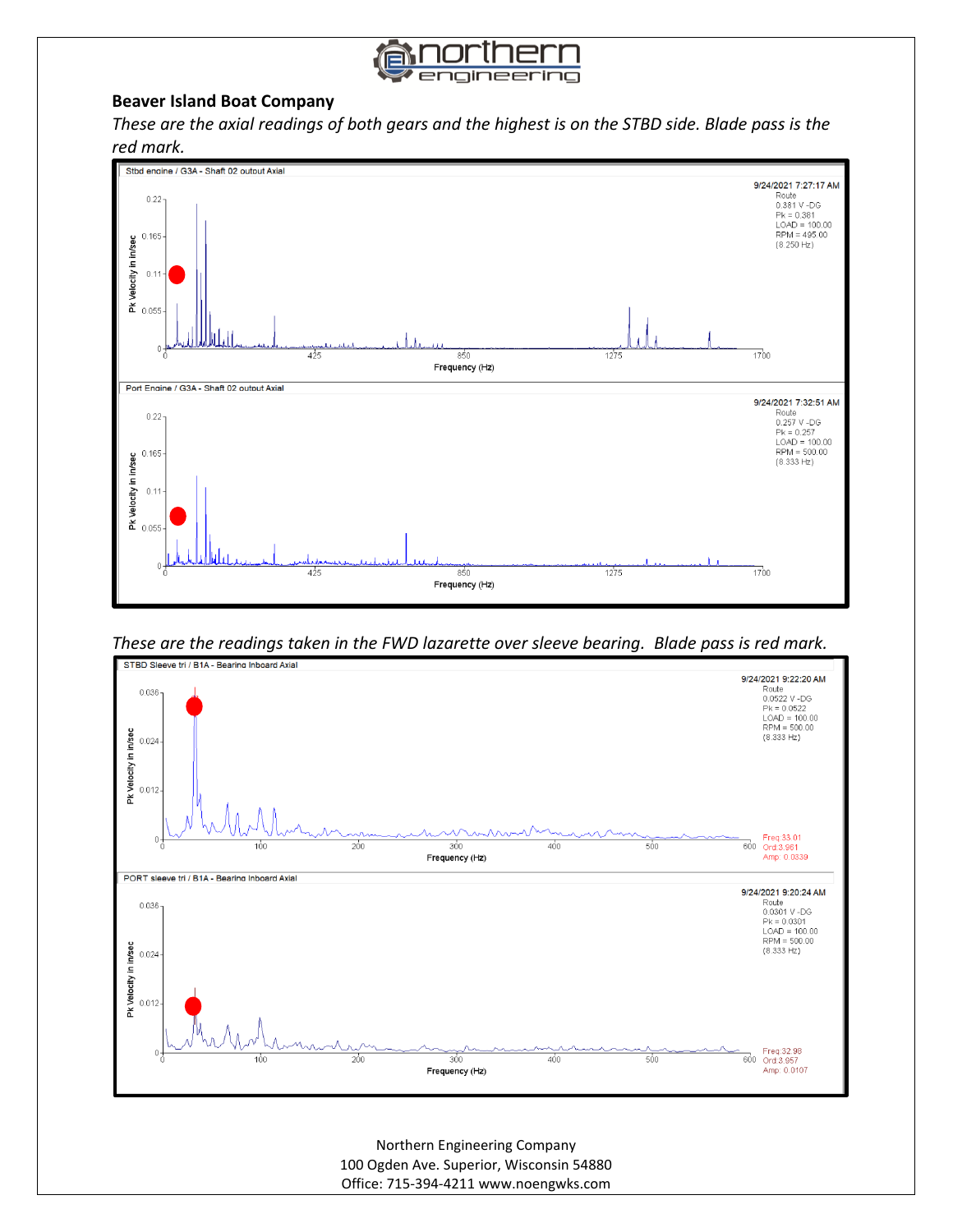**Beaver Island Boat Company**

*These are the axial readings of both gears and the highest is on the STBD side. Blade pass is the red mark.*

Stbd engine / G3A - Shaft 02 output Axial

9/24/2021 7:27:17 AM
Route
0.381 V -DG
Pk = 0.381
LOAD = 100.00
RPM = 495.00
(8.250 Hz)

Port Engine / G3A - Shaft 02 output Axial

9/24/2021 7:32:51 AM
Route
0.257 V -DG
Pk = 0.257
LOAD = 100.00
RPM = 500.00
(8.333 Hz)

*These are the readings taken in the FWD lazarette over sleeve bearing. Blade pass is red mark.*

STBD Sleeve tri / B1A - Bearing Inboard Axial

9/24/2021 9:22:20 AM
Route
0.0522 V -DG
Pk = 0.0522
LOAD = 100.00
RPM = 500.00
(8.333 Hz)

Freq:33.01
Ord:3.961
Amp: 0.0339

PORT sleeve tri / B1A - Bearing Inboard Axial

9/24/2021 9:20:24 AM
Route
0.0301 V -DG
Pk = 0.0301
LOAD = 100.00
RPM = 500.00
(8.333 Hz)

Freq:32.98
Ord:3.957
Amp: 0.0107

Northern Engineering Company
100 Ogden Ave. Superior, Wisconsin 54880
Office: 715-394-4211 www.noengwks.com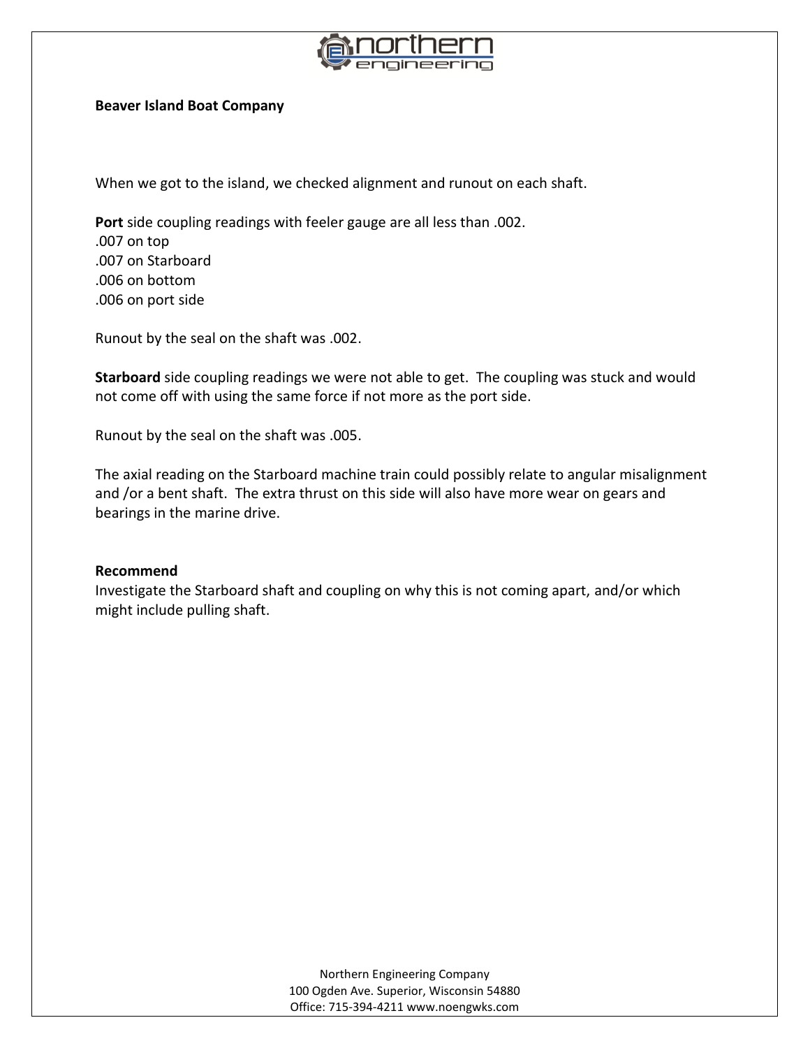**Beaver Island Boat Company**

When we got to the island, we checked alignment and runout on each shaft.

**Port** side coupling readings with feeler gauge are all less than .002.
.007 on top
.007 on Starboard
.006 on bottom
.006 on port side

Runout by the seal on the shaft was .002.

**Starboard** side coupling readings we were not able to get. The coupling was stuck and would not come off with using the same force if not more as the port side.

Runout by the seal on the shaft was .005.

The axial reading on the Starboard machine train could possibly relate to angular misalignment and /or a bent shaft. The extra thrust on this side will also have more wear on gears and bearings in the marine drive.

**Recommend**
Investigate the Starboard shaft and coupling on why this is not coming apart, and/or which might include pulling shaft.